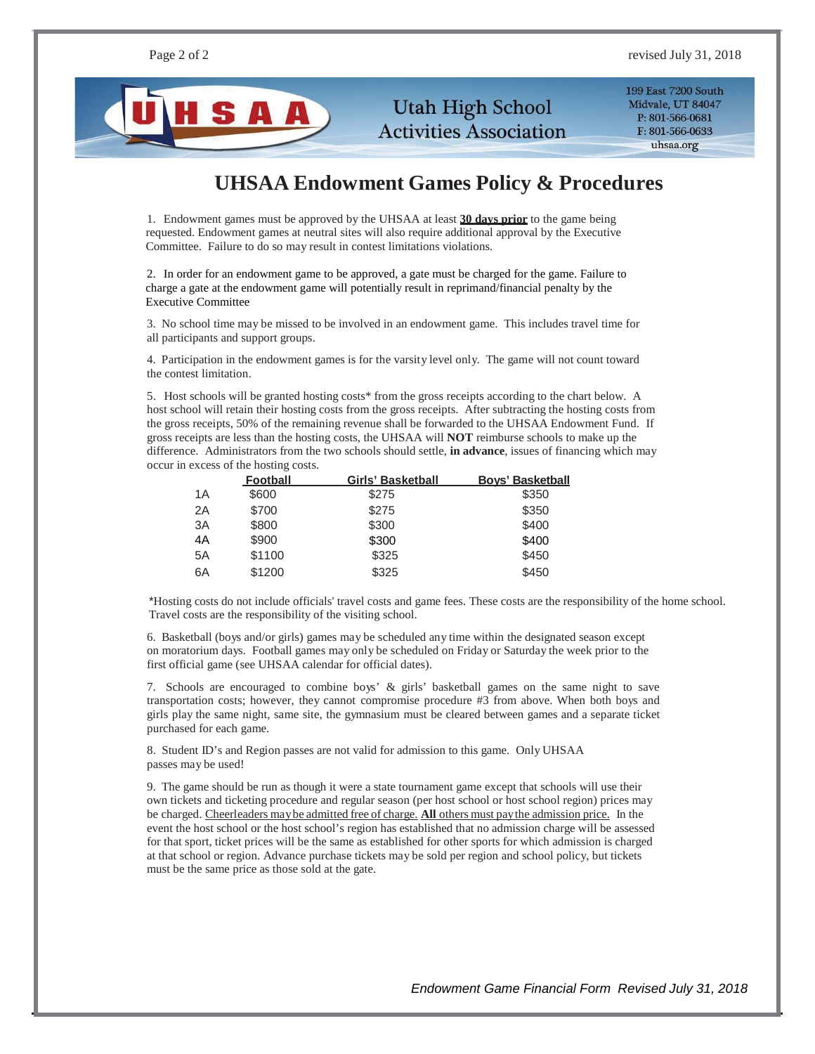Utah High School Activities Association

199 East 7200 South
Midvale, UT 84047
P: 801-566-0681
F: 801-566-0633
uhsaa.org

# UHSAA Endowment Games Policy & Procedures

1. Endowment games must be approved by the UHSAA at least **30 days prior** to the game being requested. Endowment games at neutral sites will also require additional approval by the Executive Committee. Failure to do so may result in contest limitations violations.

2. In order for an endowment game to be approved, a gate must be charged for the game. Failure to charge a gate at the endowment game will potentially result in reprimand/financial penalty by the Executive Committee

3. No school time may be missed to be involved in an endowment game. This includes travel time for all participants and support groups.

4. Participation in the endowment games is for the varsity level only. The game will not count toward the contest limitation.

5. Host schools will be granted hosting costs* from the gross receipts according to the chart below. A host school will retain their hosting costs from the gross receipts. After subtracting the hosting costs from the gross receipts, 50% of the remaining revenue shall be forwarded to the UHSAA Endowment Fund. If gross receipts are less than the hosting costs, the UHSAA will **NOT** reimburse schools to make up the difference. Administrators from the two schools should settle, **in advance**, issues of financing which may occur in excess of the hosting costs.

| | Football | Girls' Basketball | Boys' Basketball |
|---|---|---|---|
| 1A | $600 | $275 | $350 |
| 2A | $700 | $275 | $350 |
| 3A | $800 | $300 | $400 |
| 4A | $900 | $300 | $400 |
| 5A | $1100 | $325 | $450 |
| 6A | $1200 | $325 | $450 |

*Hosting costs do not include officials' travel costs and game fees. These costs are the responsibility of the home school. Travel costs are the responsibility of the visiting school.

6. Basketball (boys and/or girls) games may be scheduled any time within the designated season except on moratorium days. Football games may only be scheduled on Friday or Saturday the week prior to the first official game (see UHSAA calendar for official dates).

7. Schools are encouraged to combine boys' & girls' basketball games on the same night to save transportation costs; however, they cannot compromise procedure #3 from above. When both boys and girls play the same night, same site, the gymnasium must be cleared between games and a separate ticket purchased for each game.

8. Student ID's and Region passes are not valid for admission to this game. Only UHSAA passes may be used!

9. The game should be run as though it were a state tournament game except that schools will use their own tickets and ticketing procedure and regular season (per host school or host school region) prices may be charged. Cheerleaders may be admitted free of charge. **All** others must pay the admission price. In the event the host school or the host school's region has established that no admission charge will be assessed for that sport, ticket prices will be the same as established for other sports for which admission is charged at that school or region. Advance purchase tickets may be sold per region and school policy, but tickets must be the same price as those sold at the gate.

*Endowment Game Financial Form Revised July 31, 2018*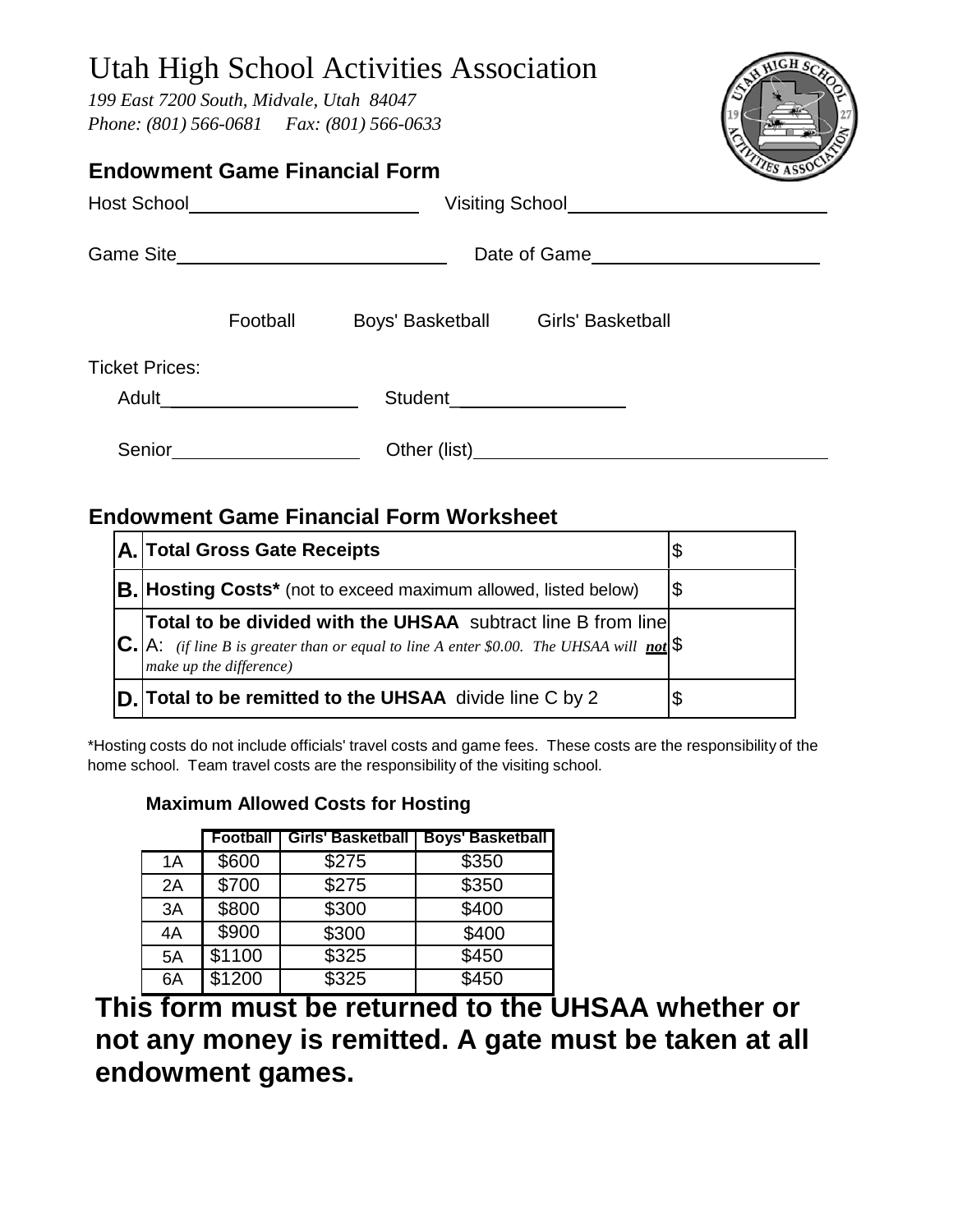# Utah High School Activities Association

*199 East 7200 South, Midvale, Utah 84047*
*Phone: (801) 566-0681 Fax: (801) 566-0633*

## Endowment Game Financial Form

Host School\_\_\_\_\_\_\_\_\_\_\_\_\_\_\_\_\_\_\_\_ Visiting School\_\_\_\_\_\_\_\_\_\_\_\_\_\_\_\_\_\_\_\_

Game Site\_\_\_\_\_\_\_\_\_\_\_\_\_\_\_\_\_\_\_\_ Date of Game\_\_\_\_\_\_\_\_\_\_\_\_\_\_\_\_\_\_\_\_

Football Boys' Basketball Girls' Basketball

Ticket Prices:

Adult\_\_\_\_\_\_\_\_\_\_\_\_\_\_\_\_ Student\_\_\_\_\_\_\_\_\_\_\_\_\_\_\_\_

Senior\_\_\_\_\_\_\_\_\_\_\_\_\_\_\_\_ Other (list)\_\_\_\_\_\_\_\_\_\_\_\_\_\_\_\_\_\_\_\_\_\_\_\_

## Endowment Game Financial Form Worksheet

| | | |
|---|---|---|
| **A.** | **Total Gross Gate Receipts** | $ |
| **B.** | **Hosting Costs\*** (not to exceed maximum allowed, listed below) | $ |
| **C.** | **Total to be divided with the UHSAA** subtract line B from line A: *(if line B is greater than or equal to line A enter $0.00. The UHSAA will **not** make up the difference)* | $ |
| **D.** | **Total to be remitted to the UHSAA** divide line C by 2 | $ |

\*Hosting costs do not include officials' travel costs and game fees. These costs are the responsibility of the home school. Team travel costs are the responsibility of the visiting school.

### Maximum Allowed Costs for Hosting

| | Football | Girls' Basketball | Boys' Basketball |
|---|---|---|---|
| 1A | $600 | $275 | $350 |
| 2A | $700 | $275 | $350 |
| 3A | $800 | $300 | $400 |
| 4A | $900 | $300 | $400 |
| 5A | $1100 | $325 | $450 |
| 6A | $1200 | $325 | $450 |

**This form must be returned to the UHSAA whether or not any money is remitted. A gate must be taken at all endowment games.**